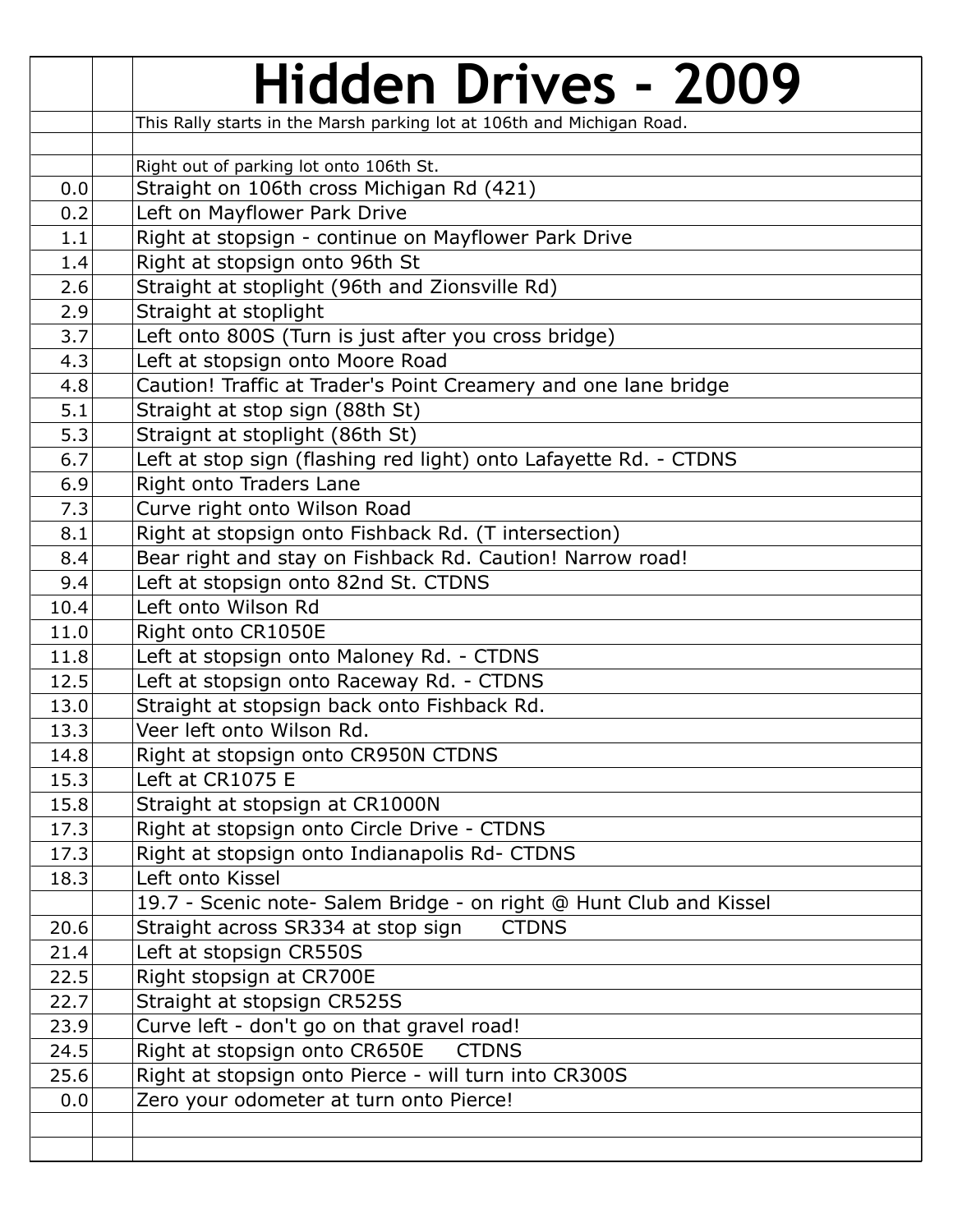# Hidden Drives - 2009

| | | |
|---|---|---|
| | | This Rally starts in the Marsh parking lot at 106th and Michigan Road. |
| | | |
| | | Right out of parking lot onto 106th St. |
| 0.0 | | Straight on 106th cross Michigan Rd (421) |
| 0.2 | | Left on Mayflower Park Drive |
| 1.1 | | Right at stopsign - continue on Mayflower Park Drive |
| 1.4 | | Right at stopsign onto 96th St |
| 2.6 | | Straight at stoplight (96th and Zionsville Rd) |
| 2.9 | | Straight at stoplight |
| 3.7 | | Left onto 800S (Turn is just after you cross bridge) |
| 4.3 | | Left at stopsign onto Moore Road |
| 4.8 | | Caution! Traffic at Trader's Point Creamery and one lane bridge |
| 5.1 | | Straight at stop sign (88th St) |
| 5.3 | | Straignt at stoplight (86th St) |
| 6.7 | | Left at stop sign (flashing red light) onto Lafayette Rd. - CTDNS |
| 6.9 | | Right onto Traders Lane |
| 7.3 | | Curve right onto Wilson Road |
| 8.1 | | Right at stopsign onto Fishback Rd. (T intersection) |
| 8.4 | | Bear right and stay on Fishback Rd. Caution! Narrow road! |
| 9.4 | | Left at stopsign onto 82nd St. CTDNS |
| 10.4 | | Left onto Wilson Rd |
| 11.0 | | Right onto CR1050E |
| 11.8 | | Left at stopsign onto Maloney Rd. - CTDNS |
| 12.5 | | Left at stopsign onto Raceway Rd. - CTDNS |
| 13.0 | | Straight at stopsign back onto Fishback Rd. |
| 13.3 | | Veer left onto Wilson Rd. |
| 14.8 | | Right at stopsign onto CR950N CTDNS |
| 15.3 | | Left at CR1075 E |
| 15.8 | | Straight at stopsign at CR1000N |
| 17.3 | | Right at stopsign onto Circle Drive - CTDNS |
| 17.3 | | Right at stopsign onto Indianapolis Rd- CTDNS |
| 18.3 | | Left onto Kissel |
| | | 19.7 - Scenic note- Salem Bridge - on right @ Hunt Club and Kissel |
| 20.6 | | Straight across SR334 at stop sign CTDNS |
| 21.4 | | Left at stopsign CR550S |
| 22.5 | | Right stopsign at CR700E |
| 22.7 | | Straight at stopsign CR525S |
| 23.9 | | Curve left - don't go on that gravel road! |
| 24.5 | | Right at stopsign onto CR650E CTDNS |
| 25.6 | | Right at stopsign onto Pierce - will turn into CR300S |
| 0.0 | | Zero your odometer at turn onto Pierce! |
| | | |
| | | |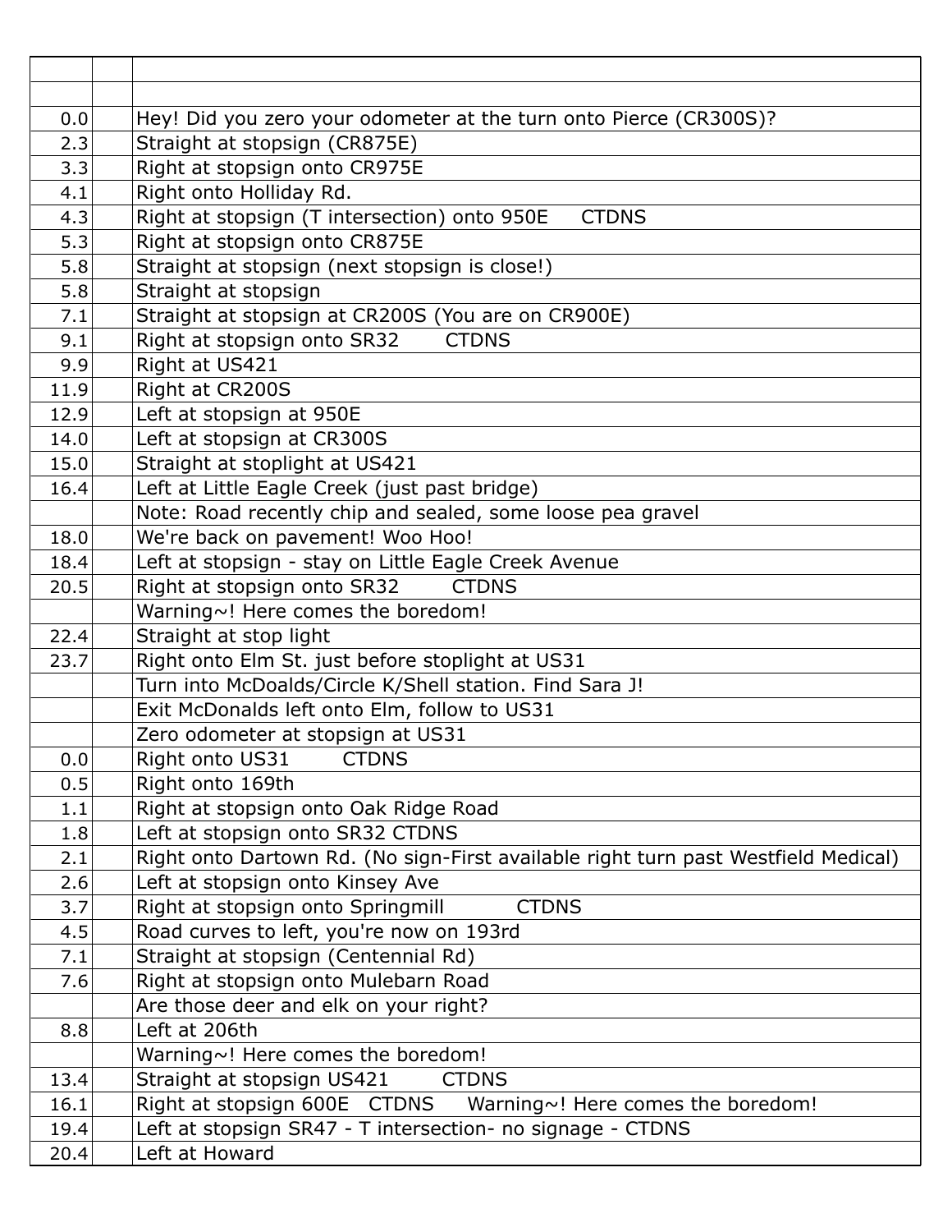| | | |
|---|---|---|
| | | |
| 0.0 | | Hey! Did you zero your odometer at the turn onto Pierce (CR300S)? |
| 2.3 | | Straight at stopsign (CR875E) |
| 3.3 | | Right at stopsign onto CR975E |
| 4.1 | | Right onto Holliday Rd. |
| 4.3 | | Right at stopsign (T intersection) onto 950E CTDNS |
| 5.3 | | Right at stopsign onto CR875E |
| 5.8 | | Straight at stopsign (next stopsign is close!) |
| 5.8 | | Straight at stopsign |
| 7.1 | | Straight at stopsign at CR200S (You are on CR900E) |
| 9.1 | | Right at stopsign onto SR32 CTDNS |
| 9.9 | | Right at US421 |
| 11.9 | | Right at CR200S |
| 12.9 | | Left at stopsign at 950E |
| 14.0 | | Left at stopsign at CR300S |
| 15.0 | | Straight at stoplight at US421 |
| 16.4 | | Left at Little Eagle Creek (just past bridge) |
| | | Note: Road recently chip and sealed, some loose pea gravel |
| 18.0 | | We're back on pavement! Woo Hoo! |
| 18.4 | | Left at stopsign - stay on Little Eagle Creek Avenue |
| 20.5 | | Right at stopsign onto SR32 CTDNS |
| | | Warning~! Here comes the boredom! |
| 22.4 | | Straight at stop light |
| 23.7 | | Right onto Elm St. just before stoplight at US31 |
| | | Turn into McDoalds/Circle K/Shell station. Find Sara J! |
| | | Exit McDonalds left onto Elm, follow to US31 |
| | | Zero odometer at stopsign at US31 |
| 0.0 | | Right onto US31 CTDNS |
| 0.5 | | Right onto 169th |
| 1.1 | | Right at stopsign onto Oak Ridge Road |
| 1.8 | | Left at stopsign onto SR32 CTDNS |
| 2.1 | | Right onto Dartown Rd. (No sign-First available right turn past Westfield Medical) |
| 2.6 | | Left at stopsign onto Kinsey Ave |
| 3.7 | | Right at stopsign onto Springmill CTDNS |
| 4.5 | | Road curves to left, you're now on 193rd |
| 7.1 | | Straight at stopsign (Centennial Rd) |
| 7.6 | | Right at stopsign onto Mulebarn Road |
| | | Are those deer and elk on your right? |
| 8.8 | | Left at 206th |
| | | Warning~! Here comes the boredom! |
| 13.4 | | Straight at stopsign US421 CTDNS |
| 16.1 | | Right at stopsign 600E CTDNS Warning~! Here comes the boredom! |
| 19.4 | | Left at stopsign SR47 - T intersection- no signage - CTDNS |
| 20.4 | | Left at Howard |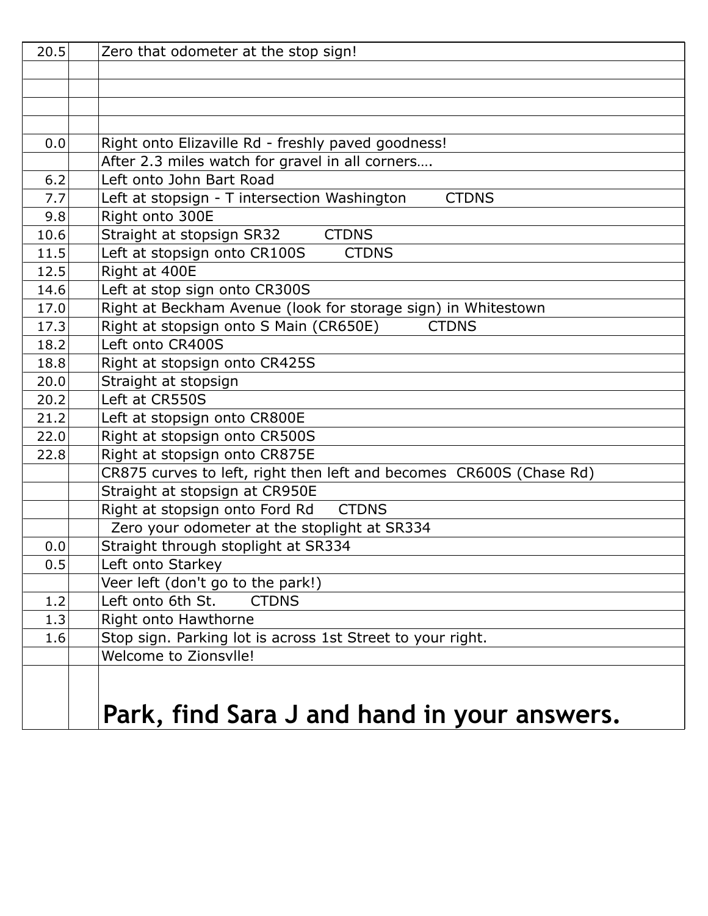| | | |
|---|---|---|
| 20.5 | | Zero that odometer at the stop sign! |
| | | |
| | | |
| | | |
| | | |
| 0.0 | | Right onto Elizaville Rd - freshly paved goodness! |
| | | After 2.3 miles watch for gravel in all corners…. |
| 6.2 | | Left onto John Bart Road |
| 7.7 | | Left at stopsign - T intersection Washington CTDNS |
| 9.8 | | Right onto 300E |
| 10.6 | | Straight at stopsign SR32 CTDNS |
| 11.5 | | Left at stopsign onto CR100S CTDNS |
| 12.5 | | Right at 400E |
| 14.6 | | Left at stop sign onto CR300S |
| 17.0 | | Right at Beckham Avenue (look for storage sign) in Whitestown |
| 17.3 | | Right at stopsign onto S Main (CR650E) CTDNS |
| 18.2 | | Left onto CR400S |
| 18.8 | | Right at stopsign onto CR425S |
| 20.0 | | Straight at stopsign |
| 20.2 | | Left at CR550S |
| 21.2 | | Left at stopsign onto CR800E |
| 22.0 | | Right at stopsign onto CR500S |
| 22.8 | | Right at stopsign onto CR875E |
| | | CR875 curves to left, right then left and becomes CR600S (Chase Rd) |
| | | Straight at stopsign at CR950E |
| | | Right at stopsign onto Ford Rd CTDNS |
| | | Zero your odometer at the stoplight at SR334 |
| 0.0 | | Straight through stoplight at SR334 |
| 0.5 | | Left onto Starkey |
| | | Veer left (don't go to the park!) |
| 1.2 | | Left onto 6th St. CTDNS |
| 1.3 | | Right onto Hawthorne |
| 1.6 | | Stop sign. Parking lot is across 1st Street to your right. |
| | | Welcome to Zionsvlle! |
| | | **Park, find Sara J and hand in your answers.** |